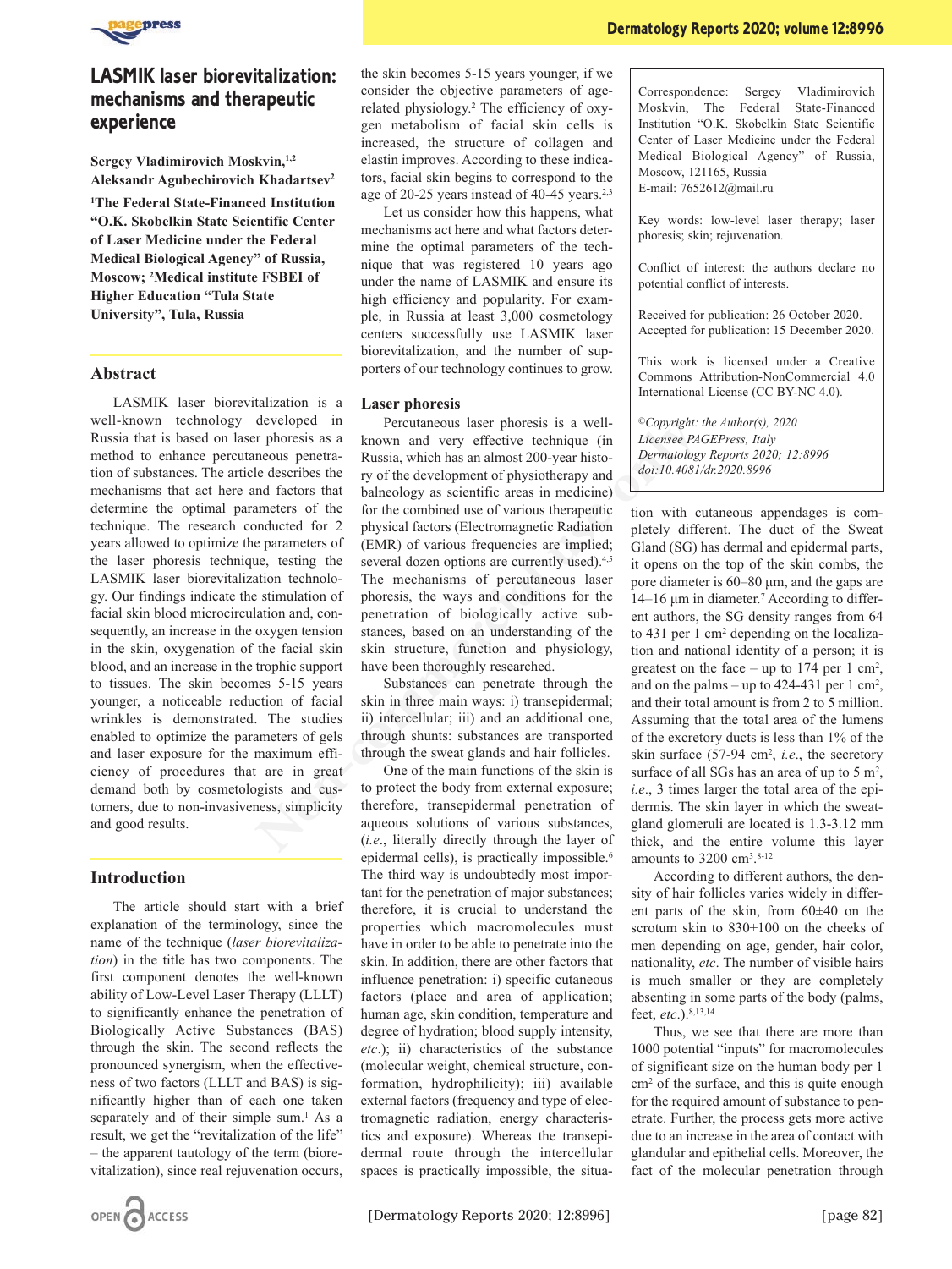# LASMIK laser biorevitalization: mechanisms and therapeutic experience

**Sergey Vladimirovich Moskvin,[1,2] Aleksandr Agubechirovich Khadartsev[2]**

**[1]The Federal State-Financed Institution "O.K. Skobelkin State Scientific Center of Laser Medicine under the Federal Medical Biological Agency" of Russia, Moscow; [2]Medical institute FSBEI of Higher Education "Tula State University", Tula, Russia**

## Abstract

LASMIK laser biorevitalization is a well-known technology developed in Russia that is based on laser phoresis as a method to enhance percutaneous penetration of substances. The article describes the mechanisms that act here and factors that determine the optimal parameters of the technique. The research conducted for 2 years allowed to optimize the parameters of the laser phoresis technique, testing the LASMIK laser biorevitalization technology. Our findings indicate the stimulation of facial skin blood microcirculation and, consequently, an increase in the oxygen tension in the skin, oxygenation of the facial skin blood, and an increase in the trophic support to tissues. The skin becomes 5-15 years younger, a noticeable reduction of facial wrinkles is demonstrated. The studies enabled to optimize the parameters of gels and laser exposure for the maximum efficiency of procedures that are in great demand both by cosmetologists and customers, due to non-invasiveness, simplicity and good results.

## Introduction

The article should start with a brief explanation of the terminology, since the name of the technique (*laser biorevitalization*) in the title has two components. The first component denotes the well-known ability of Low-Level Laser Therapy (LLLT) to significantly enhance the penetration of Biologically Active Substances (BAS) through the skin. The second reflects the pronounced synergism, when the effectiveness of two factors (LLLT and BAS) is significantly higher than of each one taken separately and of their simple sum.[1] As a result, we get the "revitalization of the life" – the apparent tautology of the term (biorevitalization), since real rejuvenation occurs, the skin becomes 5-15 years younger, if we consider the objective parameters of age-related physiology.[2] The efficiency of oxygen metabolism of facial skin cells is increased, the structure of collagen and elastin improves. According to these indicators, facial skin begins to correspond to the age of 20-25 years instead of 40-45 years.[2,3]

Let us consider how this happens, what mechanisms act here and what factors determine the optimal parameters of the technique that was registered 10 years ago under the name of LASMIK and ensure its high efficiency and popularity. For example, in Russia at least 3,000 cosmetology centers successfully use LASMIK laser biorevitalization, and the number of supporters of our technology continues to grow.

## Laser phoresis

Percutaneous laser phoresis is a well-known and very effective technique (in Russia, which has an almost 200-year history of the development of physiotherapy and balneology as scientific areas in medicine) for the combined use of various therapeutic physical factors (Electromagnetic Radiation (EMR) of various frequencies are implied; several dozen options are currently used).[4,5] The mechanisms of percutaneous laser phoresis, the ways and conditions for the penetration of biologically active substances, based on an understanding of the skin structure, function and physiology, have been thoroughly researched.

Substances can penetrate through the skin in three main ways: i) transepidermal; ii) intercellular; iii) and an additional one, through shunts: substances are transported through the sweat glands and hair follicles.

One of the main functions of the skin is to protect the body from external exposure; therefore, transepidermal penetration of aqueous solutions of various substances, (*i.e.*, literally directly through the layer of epidermal cells), is practically impossible.[6] The third way is undoubtedly most important for the penetration of major substances; therefore, it is crucial to understand the properties which macromolecules must have in order to be able to penetrate into the skin. In addition, there are other factors that influence penetration: i) specific cutaneous factors (place and area of application; human age, skin condition, temperature and degree of hydration; blood supply intensity, *etc.*); ii) characteristics of the substance (molecular weight, chemical structure, conformation, hydrophilicity); iii) available external factors (frequency and type of electromagnetic radiation, energy characteristics and exposure). Whereas the transepidermal route through the intercellular spaces is practically impossible, the situation with cutaneous appendages is completely different. The duct of the Sweat Gland (SG) has dermal and epidermal parts, it opens on the top of the skin combs, the pore diameter is 60–80 μm, and the gaps are 14–16 μm in diameter.[7] According to different authors, the SG density ranges from 64 to 431 per 1 cm$^2$ depending on the localization and national identity of a person; it is greatest on the face – up to 174 per 1 cm$^2$, and on the palms – up to 424-431 per 1 cm$^2$, and their total amount is from 2 to 5 million. Assuming that the total area of the lumens of the excretory ducts is less than 1% of the skin surface (57-94 cm$^2$, *i.e.*, the secretory surface of all SGs has an area of up to 5 m$^2$, *i.e.*, 3 times larger the total area of the epidermis. The skin layer in which the sweat-gland glomeruli are located is 1.3-3.12 mm thick, and the entire volume this layer amounts to 3200 cm$^3$.[8-12]

According to different authors, the density of hair follicles varies widely in different parts of the skin, from 60±40 on the scrotum skin to 830±100 on the cheeks of men depending on age, gender, hair color, nationality, *etc*. The number of visible hairs is much smaller or they are completely absenting in some parts of the body (palms, feet, *etc.*).[8,13,14]

Thus, we see that there are more than 1000 potential "inputs" for macromolecules of significant size on the human body per 1 cm$^2$ of the surface, and this is quite enough for the required amount of substance to penetrate. Further, the process gets more active due to an increase in the area of contact with glandular and epithelial cells. Moreover, the fact of the molecular penetration through

Correspondence: Sergey Vladimirovich Moskvin, The Federal State-Financed Institution "O.K. Skobelkin State Scientific Center of Laser Medicine under the Federal Medical Biological Agency" of Russia, Moscow, 121165, Russia
E-mail: 7652612@mail.ru

Key words: low-level laser therapy; laser phoresis; skin; rejuvenation.

Conflict of interest: the authors declare no potential conflict of interests.

Received for publication: 26 October 2020.
Accepted for publication: 15 December 2020.

This work is licensed under a Creative Commons Attribution-NonCommercial 4.0 International License (CC BY-NC 4.0).

*©Copyright: the Author(s), 2020*
*Licensee PAGEPress, Italy*
*Dermatology Reports 2020; 12:8996*
*doi:10.4081/dr.2020.8996*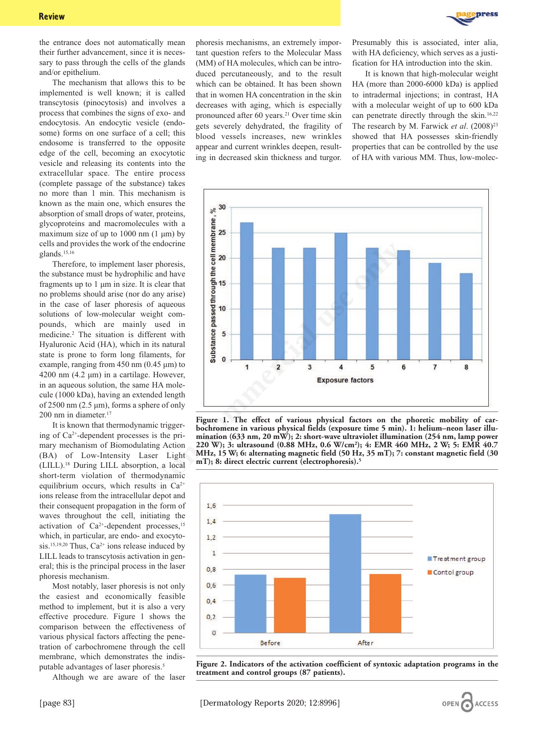the entrance does not automatically mean their further advancement, since it is necessary to pass through the cells of the glands and/or epithelium.

The mechanism that allows this to be implemented is well known; it is called transcytosis (pinocytosis) and involves a process that combines the signs of exo- and endocytosis. An endocytic vesicle (endosome) forms on one surface of a cell; this endosome is transferred to the opposite edge of the cell, becoming an exocytotic vesicle and releasing its contents into the extracellular space. The entire process (complete passage of the substance) takes no more than 1 min. This mechanism is known as the main one, which ensures the absorption of small drops of water, proteins, glycoproteins and macromolecules with a maximum size of up to 1000 nm (1 µm) by cells and provides the work of the endocrine glands.[15,16]

Therefore, to implement laser phoresis, the substance must be hydrophilic and have fragments up to 1 µm in size. It is clear that no problems should arise (nor do any arise) in the case of laser phoresis of aqueous solutions of low-molecular weight compounds, which are mainly used in medicine.[2] The situation is different with Hyaluronic Acid (HA), which in its natural state is prone to form long filaments, for example, ranging from 450 nm (0.45 µm) to 4200 nm (4.2 µm) in a cartilage. However, in an aqueous solution, the same HA molecule (1000 kDa), having an extended length of 2500 nm (2.5 µm), forms a sphere of only 200 nm in diameter.[17]

It is known that thermodynamic triggering of $Ca^{2+}$-dependent processes is the primary mechanism of Biomodulating Action (BA) of Low-Intensity Laser Light (LILL).[18] During LILL absorption, a local short-term violation of thermodynamic equilibrium occurs, which results in $Ca^{2+}$ ions release from the intracellular depot and their consequent propagation in the form of waves throughout the cell, initiating the activation of $Ca^{2+}$-dependent processes,[15] which, in particular, are endo- and exocytosis.[15,19,20] Thus, $Ca^{2+}$ ions release induced by LILL leads to transcytosis activation in general; this is the principal process in the laser phoresis mechanism.

Most notably, laser phoresis is not only the easiest and economically feasible method to implement, but it is also a very effective procedure. Figure 1 shows the comparison between the effectiveness of various physical factors affecting the penetration of carbochromene through the cell membrane, which demonstrates the indisputable advantages of laser phoresis.[5]

Although we are aware of the laser phoresis mechanisms, an extremely important question refers to the Molecular Mass (MM) of HA molecules, which can be introduced percutaneously, and to the result which can be obtained. It has been shown that in women HA concentration in the skin decreases with aging, which is especially pronounced after 60 years.[21] Over time skin gets severely dehydrated, the fragility of blood vessels increases, new wrinkles appear and current wrinkles deepen, resulting in decreased skin thickness and turgor. Presumably this is associated, inter alia, with HA deficiency, which serves as a justification for HA introduction into the skin.

It is known that high-molecular weight HA (more than 2000-6000 kDa) is applied to intradermal injections; in contrast, HA with a molecular weight of up to 600 kDa can penetrate directly through the skin.[16,22] The research by M. Farwick *et al.* (2008)[23] showed that HA possesses skin-friendly properties that can be controlled by the use of HA with various MM. Thus, low-molec-

**Figure 1. The effect of various physical factors on the phoretic mobility of carbochromene in various physical fields (exposure time 5 min). 1: helium–neon laser illumination (633 nm, 20 mW); 2: short-wave ultraviolet illumination (254 nm, lamp power 220 W); 3: ultrasound (0.88 MHz, 0.6 W/cm²); 4: EMR 460 MHz, 2 W; 5: EMR 40.7 MHz, 15 W; 6: alternating magnetic field (50 Hz, 35 mT); 7: constant magnetic field (30 mT); 8: direct electric current (electrophoresis).[5]**

**Figure 2. Indicators of the activation coefficient of syntoxic adaptation programs in the treatment and control groups (87 patients).**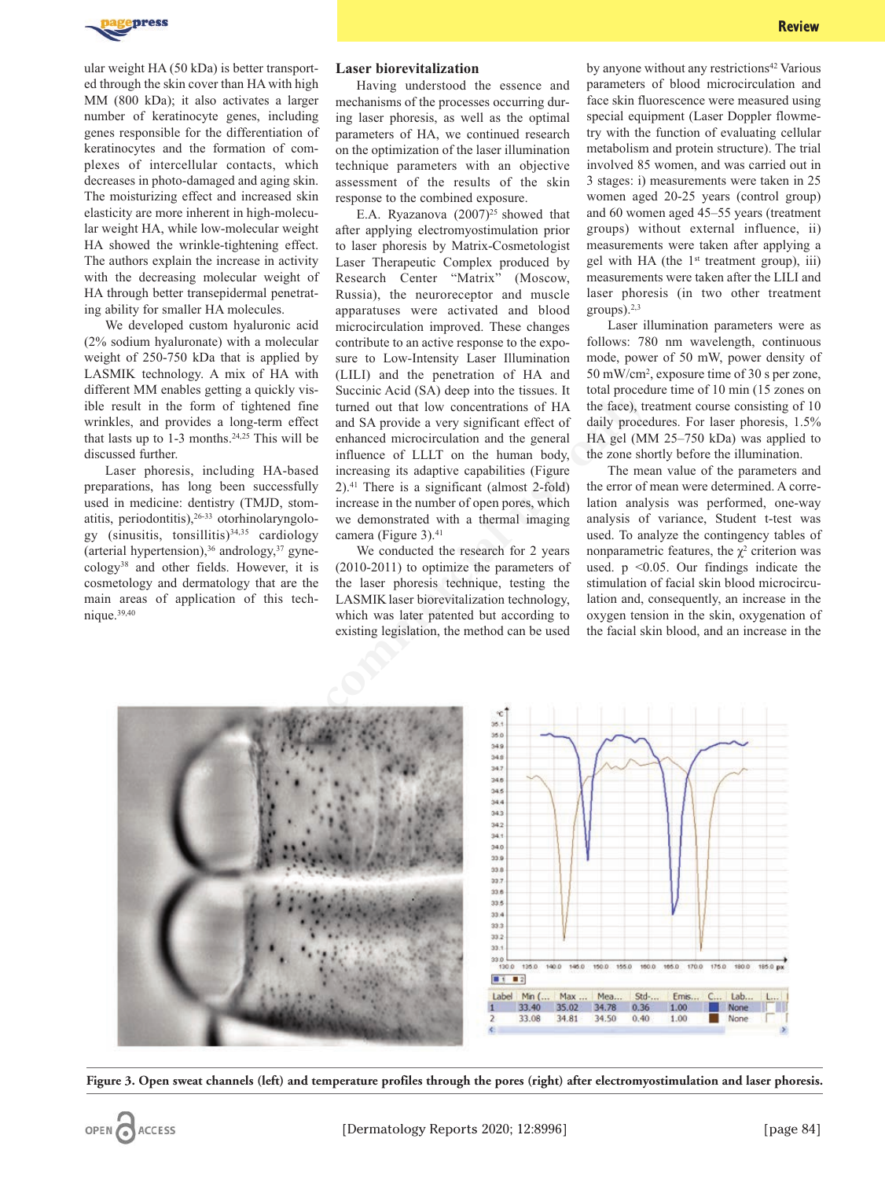ular weight HA (50 kDa) is better transported through the skin cover than HA with high MM (800 kDa); it also activates a larger number of keratinocyte genes, including genes responsible for the differentiation of keratinocytes and the formation of complexes of intercellular contacts, which decreases in photo-damaged and aging skin. The moisturizing effect and increased skin elasticity are more inherent in high-molecular weight HA, while low-molecular weight HA showed the wrinkle-tightening effect. The authors explain the increase in activity with the decreasing molecular weight of HA through better transepidermal penetrating ability for smaller HA molecules.

We developed custom hyaluronic acid (2% sodium hyaluronate) with a molecular weight of 250-750 kDa that is applied by LASMIK technology. A mix of HA with different MM enables getting a quickly visible result in the form of tightened fine wrinkles, and provides a long-term effect that lasts up to 1-3 months.[24,25] This will be discussed further.

Laser phoresis, including HA-based preparations, has long been successfully used in medicine: dentistry (TMJD, stomatitis, periodontitis),[26-33] otorhinolaryngology (sinusitis, tonsillitis)[34,35] cardiology (arterial hypertension),[36] andrology,[37] gynecology[38] and other fields. However, it is cosmetology and dermatology that are the main areas of application of this technique.[39,40]

## Laser biorevitalization

Having understood the essence and mechanisms of the processes occurring during laser phoresis, as well as the optimal parameters of HA, we continued research on the optimization of the laser illumination technique parameters with an objective assessment of the results of the skin response to the combined exposure.

E.A. Ryazanova (2007)[25] showed that after applying electromyostimulation prior to laser phoresis by Matrix-Cosmetologist Laser Therapeutic Complex produced by Research Center "Matrix" (Moscow, Russia), the neuroreceptor and muscle apparatuses were activated and blood microcirculation improved. These changes contribute to an active response to the exposure to Low-Intensity Laser Illumination (LILI) and the penetration of HA and Succinic Acid (SA) deep into the tissues. It turned out that low concentrations of HA and SA provide a very significant effect of enhanced microcirculation and the general influence of LLLT on the human body, increasing its adaptive capabilities (Figure 2).[41] There is a significant (almost 2-fold) increase in the number of open pores, which we demonstrated with a thermal imaging camera (Figure 3).[41]

We conducted the research for 2 years (2010-2011) to optimize the parameters of the laser phoresis technique, testing the LASMIK laser biorevitalization technology, which was later patented but according to existing legislation, the method can be used by anyone without any restrictions[42] Various parameters of blood microcirculation and face skin fluorescence were measured using special equipment (Laser Doppler flowmetry with the function of evaluating cellular metabolism and protein structure). The trial involved 85 women, and was carried out in 3 stages: i) measurements were taken in 25 women aged 20-25 years (control group) and 60 women aged 45–55 years (treatment groups) without external influence, ii) measurements were taken after applying a gel with HA (the 1st treatment group), iii) measurements were taken after the LILI and laser phoresis (in two other treatment groups).[2,3]

Laser illumination parameters were as follows: 780 nm wavelength, continuous mode, power of 50 mW, power density of 50 mW/cm², exposure time of 30 s per zone, total procedure time of 10 min (15 zones on the face), treatment course consisting of 10 daily procedures. For laser phoresis, 1.5% HA gel (MM 25–750 kDa) was applied to the zone shortly before the illumination.

The mean value of the parameters and the error of mean were determined. A correlation analysis was performed, one-way analysis of variance, Student t-test was used. To analyze the contingency tables of nonparametric features, the $\chi^2$ criterion was used. $p < 0.05$. Our findings indicate the stimulation of facial skin blood microcirculation and, consequently, an increase in the oxygen tension in the skin, oxygenation of the facial skin blood, and an increase in the

**Figure 3. Open sweat channels (left) and temperature profiles through the pores (right) after electromyostimulation and laser phoresis.**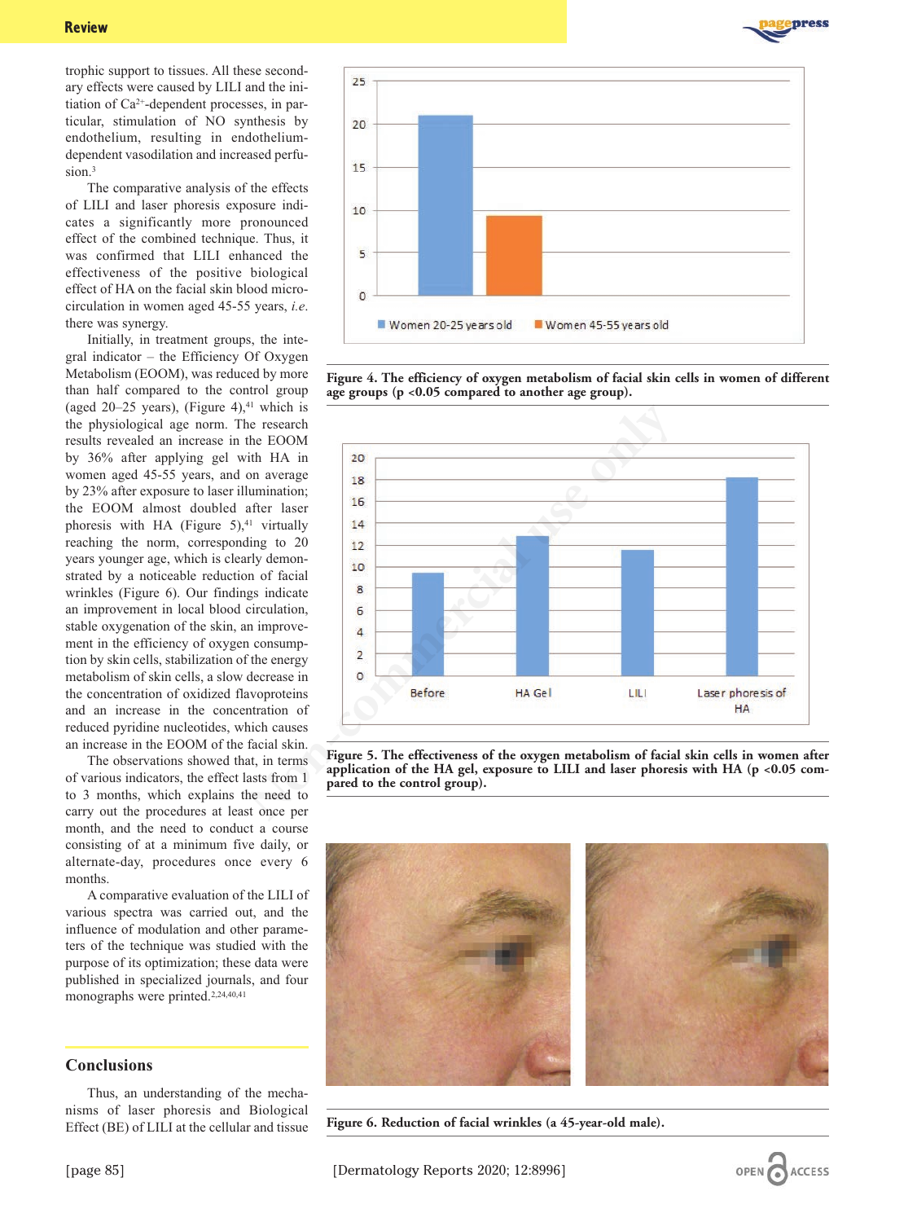trophic support to tissues. All these secondary effects were caused by LILI and the initiation of $Ca^{2+}$-dependent processes, in particular, stimulation of NO synthesis by endothelium, resulting in endothelium-dependent vasodilation and increased perfusion.[3]

The comparative analysis of the effects of LILI and laser phoresis exposure indicates a significantly more pronounced effect of the combined technique. Thus, it was confirmed that LILI enhanced the effectiveness of the positive biological effect of HA on the facial skin blood microcirculation in women aged 45-55 years, *i.e.* there was synergy.

Initially, in treatment groups, the integral indicator – the Efficiency Of Oxygen Metabolism (EOOM), was reduced by more than half compared to the control group (aged 20–25 years), (Figure 4),[41] which is the physiological age norm. The research results revealed an increase in the EOOM by 36% after applying gel with HA in women aged 45-55 years, and on average by 23% after exposure to laser illumination; the EOOM almost doubled after laser phoresis with HA (Figure 5),[41] virtually reaching the norm, corresponding to 20 years younger age, which is clearly demonstrated by a noticeable reduction of facial wrinkles (Figure 6). Our findings indicate an improvement in local blood circulation, stable oxygenation of the skin, an improvement in the efficiency of oxygen consumption by skin cells, stabilization of the energy metabolism of skin cells, a slow decrease in the concentration of oxidized flavoproteins and an increase in the concentration of reduced pyridine nucleotides, which causes an increase in the EOOM of the facial skin.

The observations showed that, in terms of various indicators, the effect lasts from 1 to 3 months, which explains the need to carry out the procedures at least once per month, and the need to conduct a course consisting of at a minimum five daily, or alternate-day, procedures once every 6 months.

A comparative evaluation of the LILI of various spectra was carried out, and the influence of modulation and other parameters of the technique was studied with the purpose of its optimization; these data were published in specialized journals, and four monographs were printed.[2,24,40,41]

Figure 4. The efficiency of oxygen metabolism of facial skin cells in women of different age groups ($p < 0.05$ compared to another age group).

Figure 5. The effectiveness of the oxygen metabolism of facial skin cells in women after application of the HA gel, exposure to LILI and laser phoresis with HA ($p < 0.05$ compared to the control group).

Figure 6. Reduction of facial wrinkles (a 45-year-old male).

## Conclusions

Thus, an understanding of the mechanisms of laser phoresis and Biological Effect (BE) of LILI at the cellular and tissue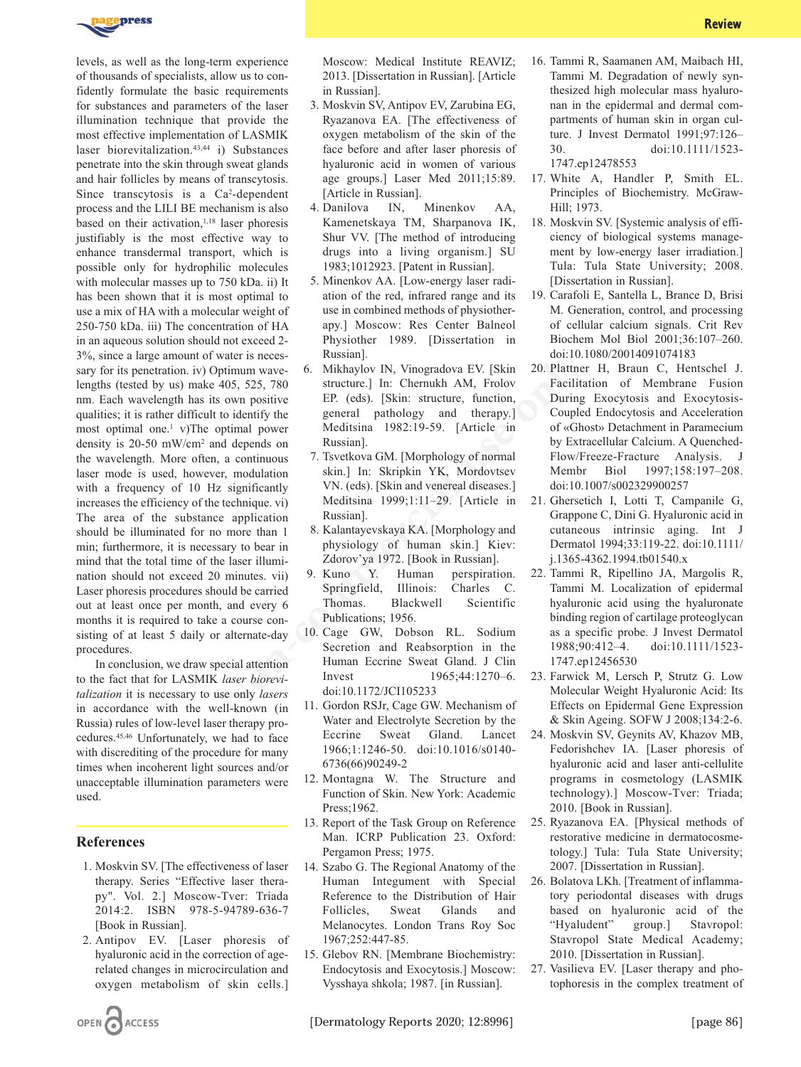levels, as well as the long-term experience of thousands of specialists, allow us to confidently formulate the basic requirements for substances and parameters of the laser illumination technique that provide the most effective implementation of LASMIK laser biorevitalization.[43,44] i) Substances penetrate into the skin through sweat glands and hair follicles by means of transcytosis. Since transcytosis is a $Ca^{2}$-dependent process and the LILI BE mechanism is also based on their activation,[1,18] laser phoresis justifiably is the most effective way to enhance transdermal transport, which is possible only for hydrophilic molecules with molecular masses up to 750 kDa. ii) It has been shown that it is most optimal to use a mix of HA with a molecular weight of 250-750 kDa. iii) The concentration of HA in an aqueous solution should not exceed 2-3%, since a large amount of water is necessary for its penetration. iv) Optimum wavelengths (tested by us) make 405, 525, 780 nm. Each wavelength has its own positive qualities; it is rather difficult to identify the most optimal one.[1] v)The optimal power density is 20-50 mW/cm$^2$ and depends on the wavelength. More often, a continuous laser mode is used, however, modulation with a frequency of 10 Hz significantly increases the efficiency of the technique. vi) The area of the substance application should be illuminated for no more than 1 min; furthermore, it is necessary to bear in mind that the total time of the laser illumination should not exceed 20 minutes. vii) Laser phoresis procedures should be carried out at least once per month, and every 6 months it is required to take a course consisting of at least 5 daily or alternate-day procedures.

In conclusion, we draw special attention to the fact that for LASMIK *laser biorevitalization* it is necessary to use only *lasers* in accordance with the well-known (in Russia) rules of low-level laser therapy procedures.[45,46] Unfortunately, we had to face with discrediting of the procedure for many times when incoherent light sources and/or unacceptable illumination parameters were used.

## References

1. Moskvin SV. [The effectiveness of laser therapy. Series "Effective laser therapy". Vol. 2.] Moscow-Tver: Triada 2014:2. ISBN 978-5-94789-636-7 [Book in Russian].
2. Antipov EV. [Laser phoresis of hyaluronic acid in the correction of age-related changes in microcirculation and oxygen metabolism of skin cells.] Moscow: Medical Institute REAVIZ; 2013. [Dissertation in Russian]. [Article in Russian].
3. Moskvin SV, Antipov EV, Zarubina EG, Ryazanova EA. [The effectiveness of oxygen metabolism of the skin of the face before and after laser phoresis of hyaluronic acid in women of various age groups.] Laser Med 2011;15:89. [Article in Russian].
4. Danilova IN, Minenkov AA, Kamenetskaya TM, Sharpanova IK, Shur VV. [The method of introducing drugs into a living organism.] SU 1983;1012923. [Patent in Russian].
5. Minenkov AA. [Low-energy laser radiation of the red, infrared range and its use in combined methods of physiotherapy.] Moscow: Res Center Balneol Physiother 1989. [Dissertation in Russian].
6. Mikhaylov IN, Vinogradova EV. [Skin structure.] In: Chernukh AM, Frolov EP. (eds). [Skin: structure, function, general pathology and therapy.] Meditsina 1982:19-59. [Article in Russian].
7. Tsvetkova GM. [Morphology of normal skin.] In: Skripkin YK, Mordovtsev VN. (eds). [Skin and venereal diseases.] Meditsina 1999;1:11–29. [Article in Russian].
8. Kalantayevskaya KA. [Morphology and physiology of human skin.] Kiev: Zdorov'ya 1972. [Book in Russian].
9. Kuno Y. Human perspiration. Springfield, Illinois: Charles C. Thomas. Blackwell Scientific Publications; 1956.
10. Cage GW, Dobson RL. Sodium Secretion and Reabsorption in the Human Eccrine Sweat Gland. J Clin Invest 1965;44:1270–6. doi:10.1172/JCI105233
11. Gordon RSJr, Cage GW. Mechanism of Water and Electrolyte Secretion by the Eccrine Sweat Gland. Lancet 1966;1:1246-50. doi:10.1016/s0140-6736(66)90249-2
12. Montagna W. The Structure and Function of Skin. New York: Academic Press;1962.
13. Report of the Task Group on Reference Man. ICRP Publication 23. Oxford: Pergamon Press; 1975.
14. Szabo G. The Regional Anatomy of the Human Integument with Special Reference to the Distribution of Hair Follicles, Sweat Glands and Melanocytes. London Trans Roy Soc 1967;252:447-85.
15. Glebov RN. [Membrane Biochemistry: Endocytosis and Exocytosis.] Moscow: Vysshaya shkola; 1987. [in Russian].
16. Tammi R, Saamanen AM, Maibach HI, Tammi M. Degradation of newly synthesized high molecular mass hyaluronan in the epidermal and dermal compartments of human skin in organ culture. J Invest Dermatol 1991;97:126–30. doi:10.1111/1523-1747.ep12478553
17. White A, Handler P, Smith EL. Principles of Biochemistry. McGraw-Hill; 1973.
18. Moskvin SV. [Systemic analysis of efficiency of biological systems management by low-energy laser irradiation.] Tula: Tula State University; 2008. [Dissertation in Russian].
19. Carafoli E, Santella L, Brance D, Brisi M. Generation, control, and processing of cellular calcium signals. Crit Rev Biochem Mol Biol 2001;36:107–260. doi:10.1080/20014091074183
20. Plattner H, Braun C, Hentschel J. Facilitation of Membrane Fusion During Exocytosis and Exocytosis-Coupled Endocytosis and Acceleration of «Ghost» Detachment in Paramecium by Extracellular Calcium. A Quenched-Flow/Freeze-Fracture Analysis. J Membr Biol 1997;158:197–208. doi:10.1007/s002329900257
21. Ghersetich I, Lotti T, Campanile G, Grappone C, Dini G. Hyaluronic acid in cutaneous intrinsic aging. Int J Dermatol 1994;33:119-22. doi:10.1111/j.1365-4362.1994.tb01540.x
22. Tammi R, Ripellino JA, Margolis R, Tammi M. Localization of epidermal hyaluronic acid using the hyaluronate binding region of cartilage proteoglycan as a specific probe. J Invest Dermatol 1988;90:412–4. doi:10.1111/1523-1747.ep12456530
23. Farwick M, Lersch P, Strutz G. Low Molecular Weight Hyaluronic Acid: Its Effects on Epidermal Gene Expression & Skin Ageing. SOFW J 2008;134:2-6.
24. Moskvin SV, Geynits AV, Khazov MB, Fedorishchev IA. [Laser phoresis of hyaluronic acid and laser anti-cellulite programs in cosmetology (LASMIK technology).] Moscow-Tver: Triada; 2010. [Book in Russian].
25. Ryazanova EA. [Physical methods of restorative medicine in dermatocosmetology.] Tula: Tula State University; 2007. [Dissertation in Russian].
26. Bolatova LKh. [Treatment of inflammatory periodontal diseases with drugs based on hyaluronic acid of the "Hyaludent" group.] Stavropol: Stavropol State Medical Academy; 2010. [Dissertation in Russian].
27. Vasilieva EV. [Laser therapy and photophoresis in the complex treatment of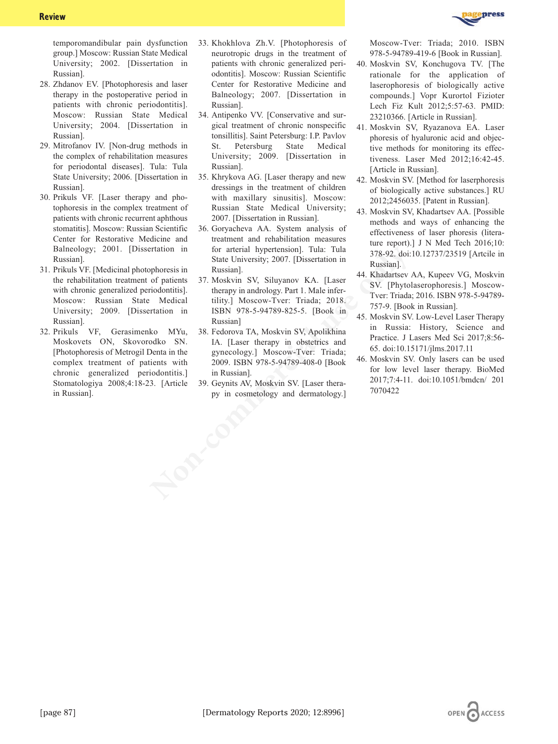temporomandibular pain dysfunction group.] Moscow: Russian State Medical University; 2002. [Dissertation in Russian].

28. Zhdanov EV. [Photophoresis and laser therapy in the postoperative period in patients with chronic periodontitis]. Moscow: Russian State Medical University; 2004. [Dissertation in Russian].
29. Mitrofanov IV. [Non-drug methods in the complex of rehabilitation measures for periodontal diseases]. Tula: Tula State University; 2006. [Dissertation in Russian].
30. Prikuls VF. [Laser therapy and photophoresis in the complex treatment of patients with chronic recurrent aphthous stomatitis]. Moscow: Russian Scientific Center for Restorative Medicine and Balneology; 2001. [Dissertation in Russian].
31. Prikuls VF. [Medicinal photophoresis in the rehabilitation treatment of patients with chronic generalized periodontitis]. Moscow: Russian State Medical University; 2009. [Dissertation in Russian].
32. Prikuls VF, Gerasimenko MYu, Moskovets ON, Skovorodko SN. [Photophoresis of Metrogil Denta in the complex treatment of patients with chronic generalized periodontitis.] Stomatologiya 2008;4:18-23. [Article in Russian].
33. Khokhlova Zh.V. [Photophoresis of neurotropic drugs in the treatment of patients with chronic generalized periodontitis]. Moscow: Russian Scientific Center for Restorative Medicine and Balneology; 2007. [Dissertation in Russian].
34. Antipenko VV. [Conservative and surgical treatment of chronic nonspecific tonsillitis]. Saint Petersburg: I.P. Pavlov St. Petersburg State Medical University; 2009. [Dissertation in Russian].
35. Khrykova AG. [Laser therapy and new dressings in the treatment of children with maxillary sinusitis]. Moscow: Russian State Medical University; 2007. [Dissertation in Russian].
36. Goryacheva AA. System analysis of treatment and rehabilitation measures for arterial hypertension]. Tula: Tula State University; 2007. [Dissertation in Russian].
37. Moskvin SV, Siluyanov KA. [Laser therapy in andrology. Part 1. Male infertility.] Moscow-Tver: Triada; 2018. ISBN 978-5-94789-825-5. [Book in Russian]
38. Fedorova TA, Moskvin SV, Apolikhina IA. [Laser therapy in obstetrics and gynecology.] Moscow-Tver: Triada; 2009. ISBN 978-5-94789-408-0 [Book in Russian].
39. Geynits AV, Moskvin SV. [Laser therapy in cosmetology and dermatology.] Moscow-Tver: Triada; 2010. ISBN 978-5-94789-419-6 [Book in Russian].
40. Moskvin SV, Konchugova TV. [The rationale for the application of laserophoresis of biologically active compounds.] Vopr Kurortol Fizioter Lech Fiz Kult 2012;5:57-63. PMID: 23210366. [Article in Russian].
41. Moskvin SV, Ryazanova EA. Laser phoresis of hyaluronic acid and objective methods for monitoring its effectiveness. Laser Med 2012;16:42-45. [Article in Russian].
42. Moskvin SV. [Method for laserphoresis of biologically active substances.] RU 2012;2456035. [Patent in Russian].
43. Moskvin SV, Khadartsev AA. [Possible methods and ways of enhancing the effectiveness of laser phoresis (literature report).] J N Med Tech 2016;10: 378-92. doi:10.12737/23519 [Artcile in Russian].
44. Khadartsev AA, Kupeev VG, Moskvin SV. [Phytolaserophoresis.] Moscow-Tver: Triada; 2016. ISBN 978-5-94789-757-9. [Book in Russian].
45. Moskvin SV. Low-Level Laser Therapy in Russia: History, Science and Practice. J Lasers Med Sci 2017;8:56-65. doi:10.15171/jlms.2017.11
46. Moskvin SV. Only lasers can be used for low level laser therapy. BioMed 2017;7:4-11. doi:10.1051/bmdcn/ 2017070422